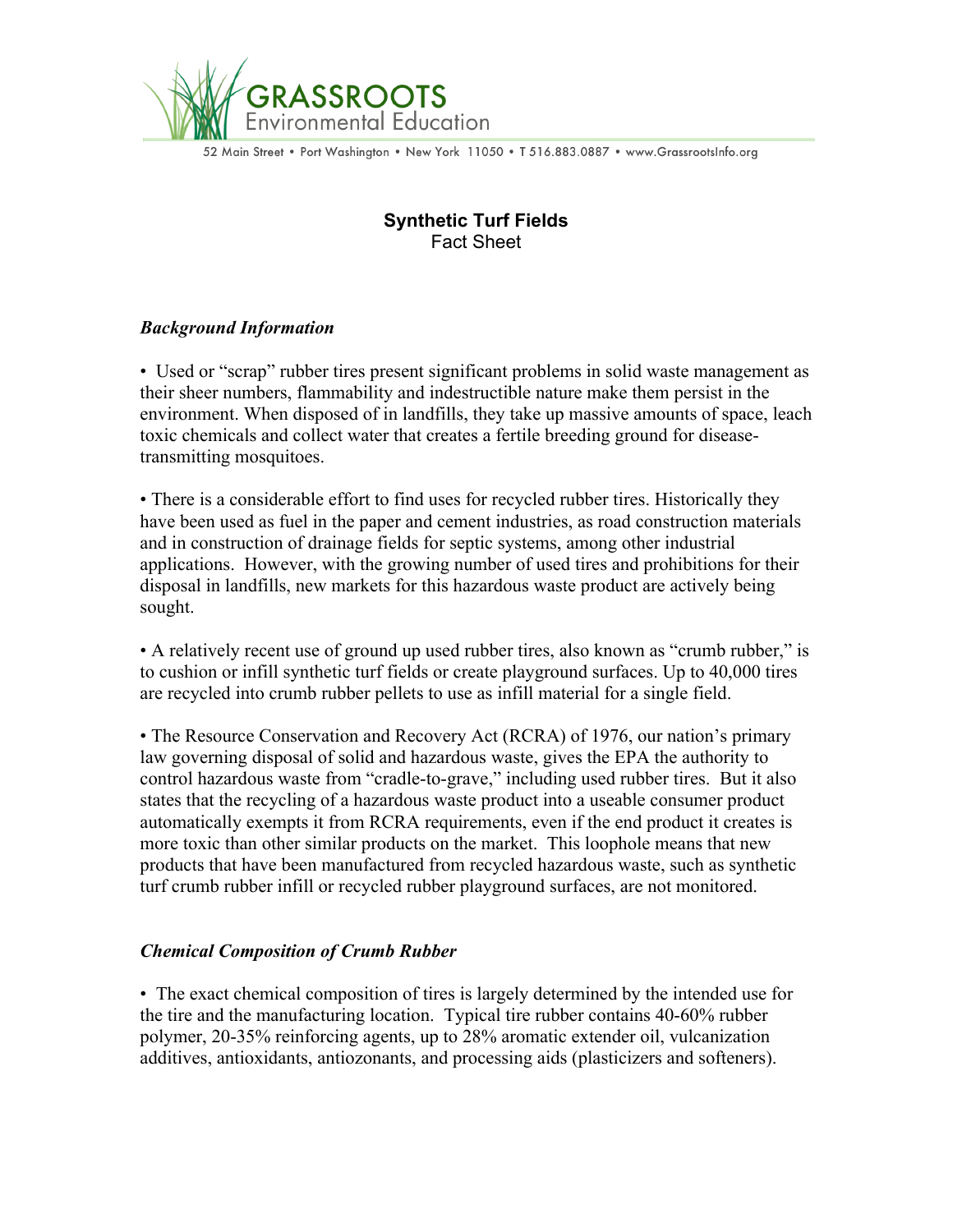# GRASSROOTS Environmental Education

52 Main Street • Port Washington • New York 11050 • T 516.883.0887 • www.GrassrootsInfo.org

## Synthetic Turf Fields
Fact Sheet

### *Background Information*

• Used or "scrap" rubber tires present significant problems in solid waste management as their sheer numbers, flammability and indestructible nature make them persist in the environment. When disposed of in landfills, they take up massive amounts of space, leach toxic chemicals and collect water that creates a fertile breeding ground for disease-transmitting mosquitoes.

• There is a considerable effort to find uses for recycled rubber tires. Historically they have been used as fuel in the paper and cement industries, as road construction materials and in construction of drainage fields for septic systems, among other industrial applications. However, with the growing number of used tires and prohibitions for their disposal in landfills, new markets for this hazardous waste product are actively being sought.

• A relatively recent use of ground up used rubber tires, also known as "crumb rubber," is to cushion or infill synthetic turf fields or create playground surfaces. Up to 40,000 tires are recycled into crumb rubber pellets to use as infill material for a single field.

• The Resource Conservation and Recovery Act (RCRA) of 1976, our nation's primary law governing disposal of solid and hazardous waste, gives the EPA the authority to control hazardous waste from "cradle-to-grave," including used rubber tires. But it also states that the recycling of a hazardous waste product into a useable consumer product automatically exempts it from RCRA requirements, even if the end product it creates is more toxic than other similar products on the market. This loophole means that new products that have been manufactured from recycled hazardous waste, such as synthetic turf crumb rubber infill or recycled rubber playground surfaces, are not monitored.

### *Chemical Composition of Crumb Rubber*

• The exact chemical composition of tires is largely determined by the intended use for the tire and the manufacturing location. Typical tire rubber contains 40-60% rubber polymer, 20-35% reinforcing agents, up to 28% aromatic extender oil, vulcanization additives, antioxidants, antiozonants, and processing aids (plasticizers and softeners).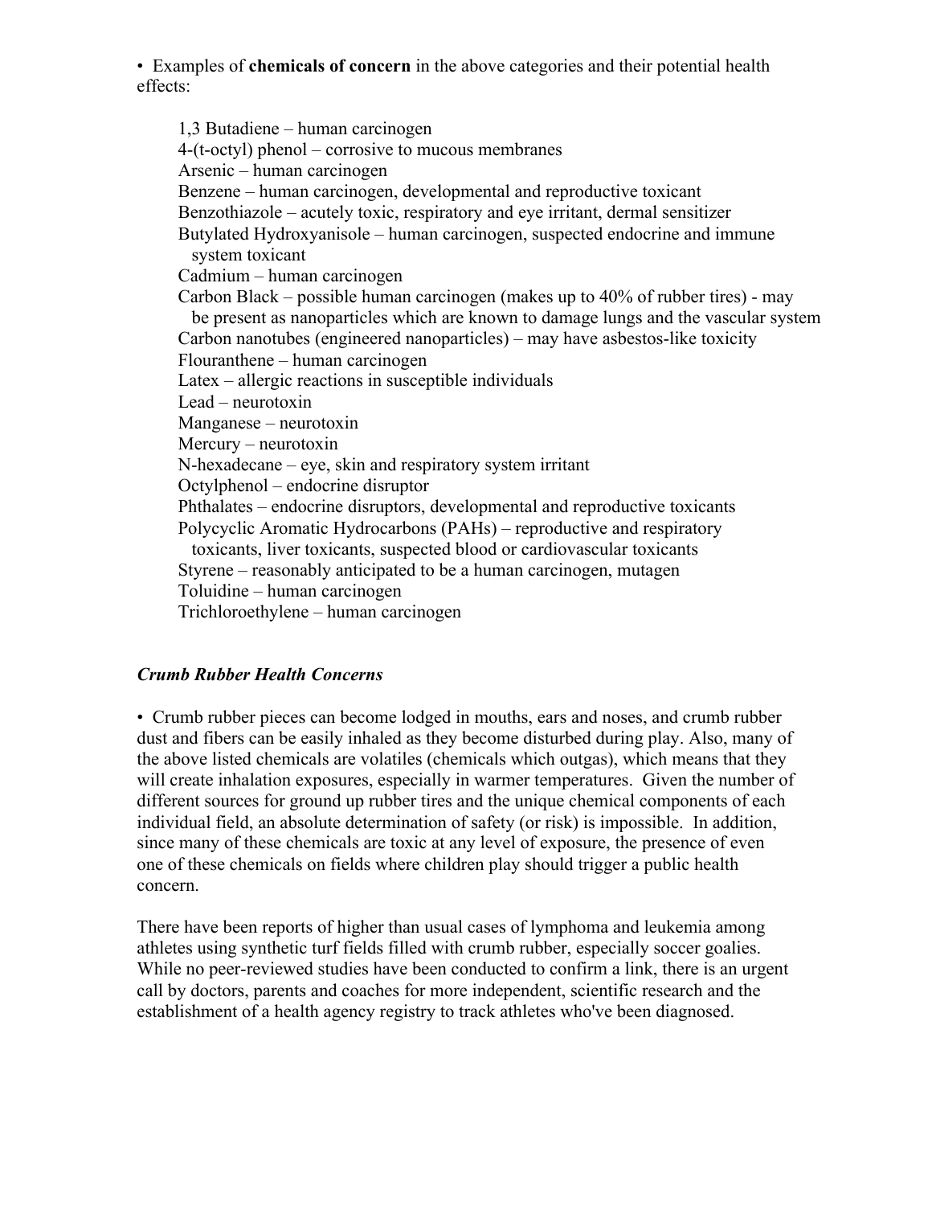- Examples of **chemicals of concern** in the above categories and their potential health effects:

  1,3 Butadiene – human carcinogen
  4-(t-octyl) phenol – corrosive to mucous membranes
  Arsenic – human carcinogen
  Benzene – human carcinogen, developmental and reproductive toxicant
  Benzothiazole – acutely toxic, respiratory and eye irritant, dermal sensitizer
  Butylated Hydroxyanisole – human carcinogen, suspected endocrine and immune system toxicant
  Cadmium – human carcinogen
  Carbon Black – possible human carcinogen (makes up to 40% of rubber tires) - may be present as nanoparticles which are known to damage lungs and the vascular system
  Carbon nanotubes (engineered nanoparticles) – may have asbestos-like toxicity
  Flouranthene – human carcinogen
  Latex – allergic reactions in susceptible individuals
  Lead – neurotoxin
  Manganese – neurotoxin
  Mercury – neurotoxin
  N-hexadecane – eye, skin and respiratory system irritant
  Octylphenol – endocrine disruptor
  Phthalates – endocrine disruptors, developmental and reproductive toxicants
  Polycyclic Aromatic Hydrocarbons (PAHs) – reproductive and respiratory toxicants, liver toxicants, suspected blood or cardiovascular toxicants
  Styrene – reasonably anticipated to be a human carcinogen, mutagen
  Toluidine – human carcinogen
  Trichloroethylene – human carcinogen

### *Crumb Rubber Health Concerns*

- Crumb rubber pieces can become lodged in mouths, ears and noses, and crumb rubber dust and fibers can be easily inhaled as they become disturbed during play. Also, many of the above listed chemicals are volatiles (chemicals which outgas), which means that they will create inhalation exposures, especially in warmer temperatures. Given the number of different sources for ground up rubber tires and the unique chemical components of each individual field, an absolute determination of safety (or risk) is impossible. In addition, since many of these chemicals are toxic at any level of exposure, the presence of even one of these chemicals on fields where children play should trigger a public health concern.

There have been reports of higher than usual cases of lymphoma and leukemia among athletes using synthetic turf fields filled with crumb rubber, especially soccer goalies. While no peer-reviewed studies have been conducted to confirm a link, there is an urgent call by doctors, parents and coaches for more independent, scientific research and the establishment of a health agency registry to track athletes who've been diagnosed.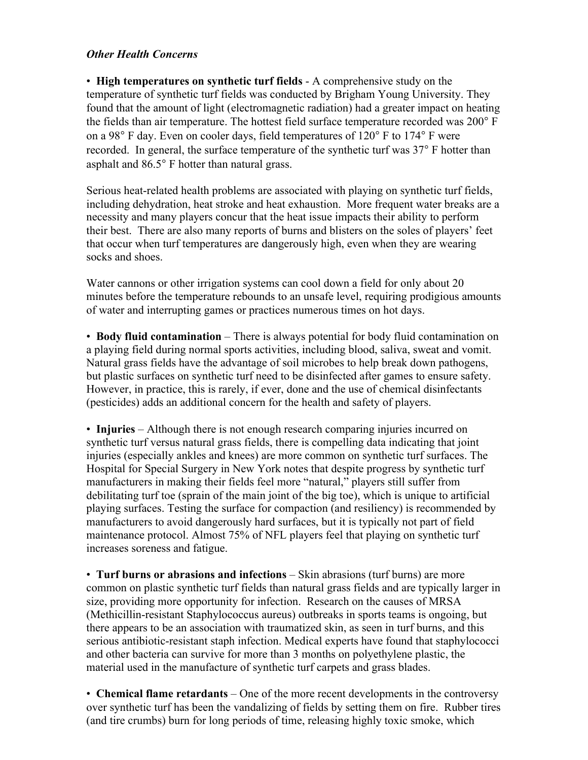*Other Health Concerns*

- **High temperatures on synthetic turf fields** - A comprehensive study on the temperature of synthetic turf fields was conducted by Brigham Young University. They found that the amount of light (electromagnetic radiation) had a greater impact on heating the fields than air temperature. The hottest field surface temperature recorded was 200° F on a 98° F day. Even on cooler days, field temperatures of 120° F to 174° F were recorded. In general, the surface temperature of the synthetic turf was 37° F hotter than asphalt and 86.5° F hotter than natural grass.

Serious heat-related health problems are associated with playing on synthetic turf fields, including dehydration, heat stroke and heat exhaustion. More frequent water breaks are a necessity and many players concur that the heat issue impacts their ability to perform their best. There are also many reports of burns and blisters on the soles of players' feet that occur when turf temperatures are dangerously high, even when they are wearing socks and shoes.

Water cannons or other irrigation systems can cool down a field for only about 20 minutes before the temperature rebounds to an unsafe level, requiring prodigious amounts of water and interrupting games or practices numerous times on hot days.

- **Body fluid contamination** – There is always potential for body fluid contamination on a playing field during normal sports activities, including blood, saliva, sweat and vomit. Natural grass fields have the advantage of soil microbes to help break down pathogens, but plastic surfaces on synthetic turf need to be disinfected after games to ensure safety. However, in practice, this is rarely, if ever, done and the use of chemical disinfectants (pesticides) adds an additional concern for the health and safety of players.

- **Injuries** – Although there is not enough research comparing injuries incurred on synthetic turf versus natural grass fields, there is compelling data indicating that joint injuries (especially ankles and knees) are more common on synthetic turf surfaces. The Hospital for Special Surgery in New York notes that despite progress by synthetic turf manufacturers in making their fields feel more "natural," players still suffer from debilitating turf toe (sprain of the main joint of the big toe), which is unique to artificial playing surfaces. Testing the surface for compaction (and resiliency) is recommended by manufacturers to avoid dangerously hard surfaces, but it is typically not part of field maintenance protocol. Almost 75% of NFL players feel that playing on synthetic turf increases soreness and fatigue.

- **Turf burns or abrasions and infections** – Skin abrasions (turf burns) are more common on plastic synthetic turf fields than natural grass fields and are typically larger in size, providing more opportunity for infection. Research on the causes of MRSA (Methicillin-resistant Staphylococcus aureus) outbreaks in sports teams is ongoing, but there appears to be an association with traumatized skin, as seen in turf burns, and this serious antibiotic-resistant staph infection. Medical experts have found that staphylococci and other bacteria can survive for more than 3 months on polyethylene plastic, the material used in the manufacture of synthetic turf carpets and grass blades.

- **Chemical flame retardants** – One of the more recent developments in the controversy over synthetic turf has been the vandalizing of fields by setting them on fire. Rubber tires (and tire crumbs) burn for long periods of time, releasing highly toxic smoke, which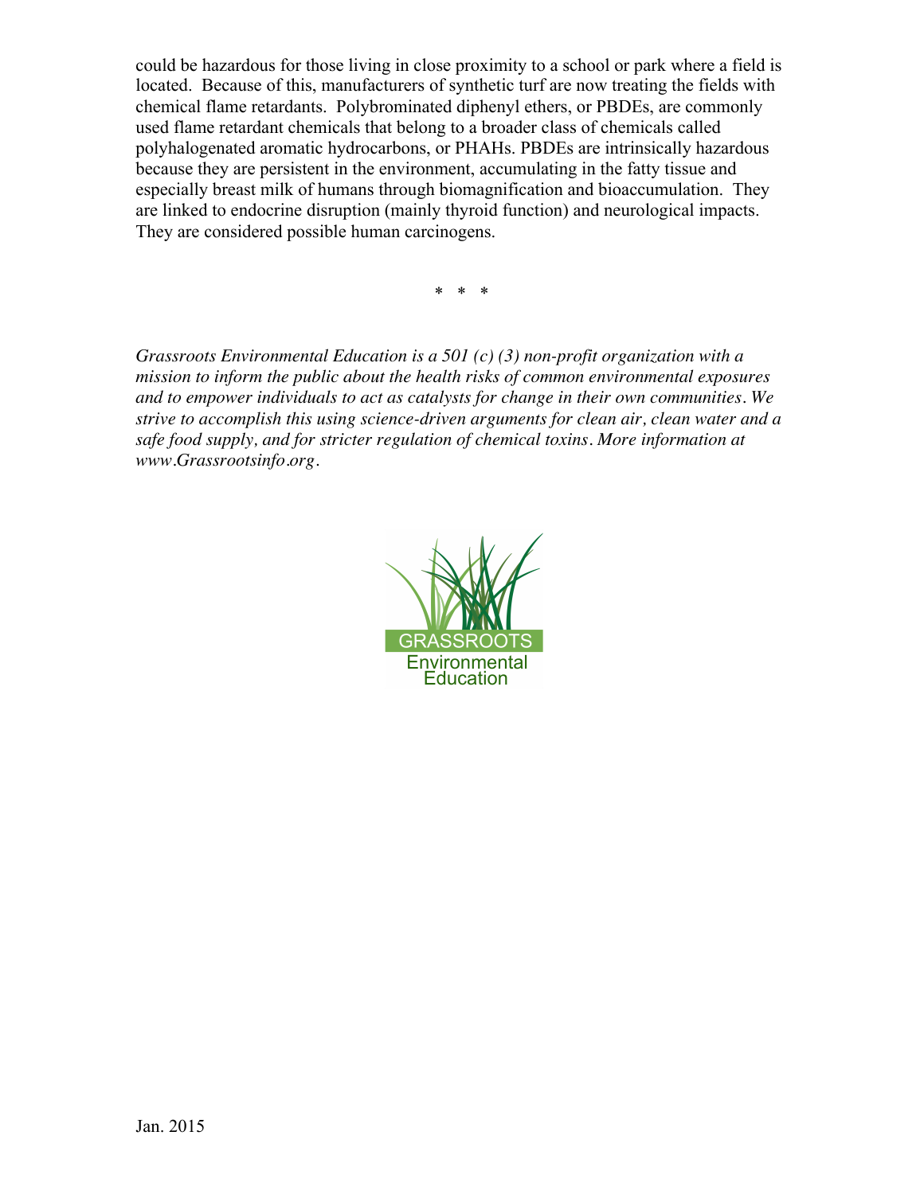could be hazardous for those living in close proximity to a school or park where a field is located. Because of this, manufacturers of synthetic turf are now treating the fields with chemical flame retardants. Polybrominated diphenyl ethers, or PBDEs, are commonly used flame retardant chemicals that belong to a broader class of chemicals called polyhalogenated aromatic hydrocarbons, or PHAHs. PBDEs are intrinsically hazardous because they are persistent in the environment, accumulating in the fatty tissue and especially breast milk of humans through biomagnification and bioaccumulation. They are linked to endocrine disruption (mainly thyroid function) and neurological impacts. They are considered possible human carcinogens.

\* \* \*

*Grassroots Environmental Education is a 501 (c) (3) non-profit organization with a mission to inform the public about the health risks of common environmental exposures and to empower individuals to act as catalysts for change in their own communities. We strive to accomplish this using science-driven arguments for clean air, clean water and a safe food supply, and for stricter regulation of chemical toxins. More information at www.Grassrootsinfo.org.*

GRASSROOTS
Environmental
Education

Jan. 2015